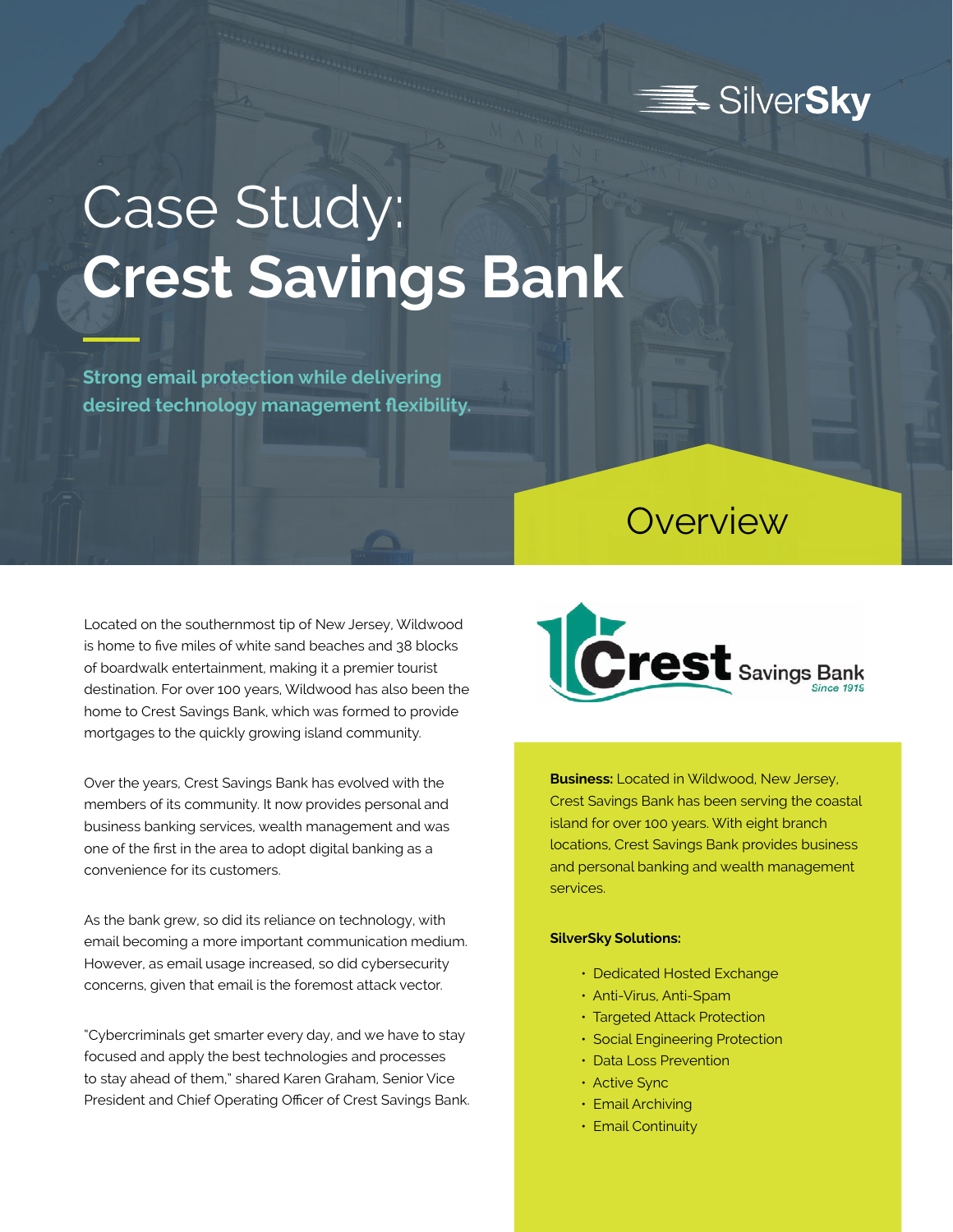# Case Study: Crest Savings Bank

**Strong email protection while delivering desired technology management flexibility.**

## Overview

Located on the southernmost tip of New Jersey, Wildwood is home to five miles of white sand beaches and 38 blocks of boardwalk entertainment, making it a premier tourist destination. For over 100 years, Wildwood has also been the home to Crest Savings Bank, which was formed to provide mortgages to the quickly growing island community.

Over the years, Crest Savings Bank has evolved with the members of its community. It now provides personal and business banking services, wealth management and was one of the first in the area to adopt digital banking as a convenience for its customers.

As the bank grew, so did its reliance on technology, with email becoming a more important communication medium. However, as email usage increased, so did cybersecurity concerns, given that email is the foremost attack vector.

"Cybercriminals get smarter every day, and we have to stay focused and apply the best technologies and processes to stay ahead of them," shared Karen Graham, Senior Vice President and Chief Operating Officer of Crest Savings Bank.

**Business:** Located in Wildwood, New Jersey, Crest Savings Bank has been serving the coastal island for over 100 years. With eight branch locations, Crest Savings Bank provides business and personal banking and wealth management services.

**SilverSky Solutions:**

- Dedicated Hosted Exchange
- Anti-Virus, Anti-Spam
- Targeted Attack Protection
- Social Engineering Protection
- Data Loss Prevention
- Active Sync
- Email Archiving
- Email Continuity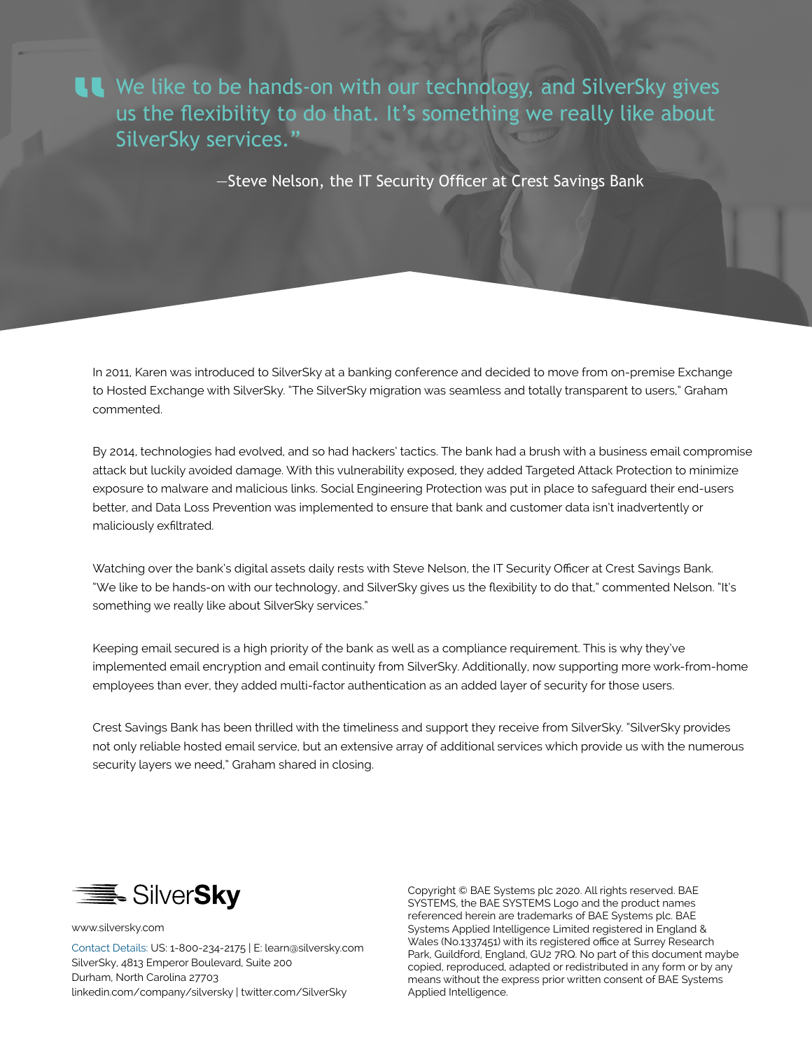> We like to be hands-on with our technology, and SilverSky gives us the flexibility to do that. It's something we really like about SilverSky services."
>
> —Steve Nelson, the IT Security Officer at Crest Savings Bank

In 2011, Karen was introduced to SilverSky at a banking conference and decided to move from on-premise Exchange to Hosted Exchange with SilverSky. "The SilverSky migration was seamless and totally transparent to users," Graham commented.

By 2014, technologies had evolved, and so had hackers' tactics. The bank had a brush with a business email compromise attack but luckily avoided damage. With this vulnerability exposed, they added Targeted Attack Protection to minimize exposure to malware and malicious links. Social Engineering Protection was put in place to safeguard their end-users better, and Data Loss Prevention was implemented to ensure that bank and customer data isn't inadvertently or maliciously exfiltrated.

Watching over the bank's digital assets daily rests with Steve Nelson, the IT Security Officer at Crest Savings Bank. "We like to be hands-on with our technology, and SilverSky gives us the flexibility to do that," commented Nelson. "It's something we really like about SilverSky services."

Keeping email secured is a high priority of the bank as well as a compliance requirement. This is why they've implemented email encryption and email continuity from SilverSky. Additionally, now supporting more work-from-home employees than ever, they added multi-factor authentication as an added layer of security for those users.

Crest Savings Bank has been thrilled with the timeliness and support they receive from SilverSky. "SilverSky provides not only reliable hosted email service, but an extensive array of additional services which provide us with the numerous security layers we need," Graham shared in closing.

SilverSky

www.silversky.com

Contact Details: US: 1-800-234-2175 | E: learn@silversky.com
SilverSky, 4813 Emperor Boulevard, Suite 200
Durham, North Carolina 27703
linkedin.com/company/silversky | twitter.com/SilverSky

Copyright © BAE Systems plc 2020. All rights reserved. BAE SYSTEMS, the BAE SYSTEMS Logo and the product names referenced herein are trademarks of BAE Systems plc. BAE Systems Applied Intelligence Limited registered in England & Wales (No.1337451) with its registered office at Surrey Research Park, Guildford, England, GU2 7RQ. No part of this document maybe copied, reproduced, adapted or redistributed in any form or by any means without the express prior written consent of BAE Systems Applied Intelligence.